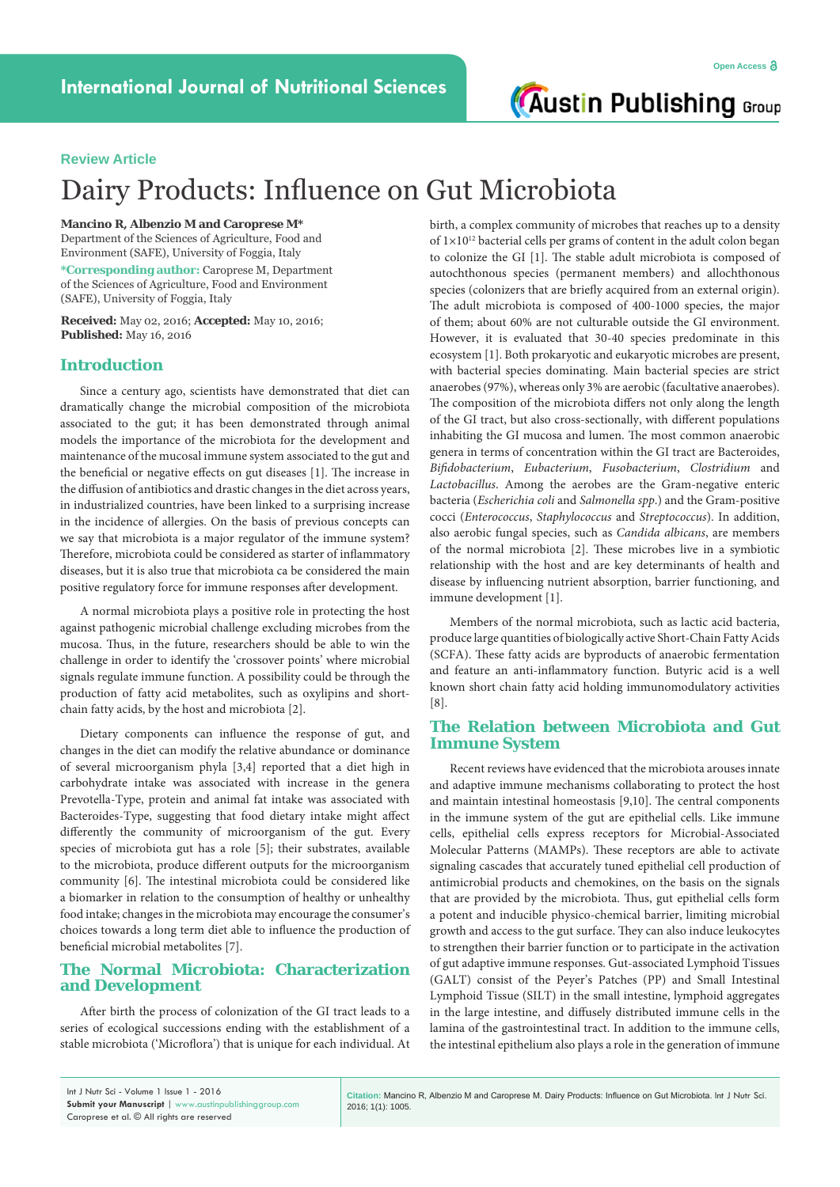Review Article

# Dairy Products: Influence on Gut Microbiota

**Mancino R, Albenzio M and Caroprese M***
Department of the Sciences of Agriculture, Food and Environment (SAFE), University of Foggia, Italy

***Corresponding author:** Caroprese M, Department of the Sciences of Agriculture, Food and Environment (SAFE), University of Foggia, Italy

**Received:** May 02, 2016; **Accepted:** May 10, 2016; **Published:** May 16, 2016

## Introduction

Since a century ago, scientists have demonstrated that diet can dramatically change the microbial composition of the microbiota associated to the gut; it has been demonstrated through animal models the importance of the microbiota for the development and maintenance of the mucosal immune system associated to the gut and the beneficial or negative effects on gut diseases [1]. The increase in the diffusion of antibiotics and drastic changes in the diet across years, in industrialized countries, have been linked to a surprising increase in the incidence of allergies. On the basis of previous concepts can we say that microbiota is a major regulator of the immune system? Therefore, microbiota could be considered as starter of inflammatory diseases, but it is also true that microbiota ca be considered the main positive regulatory force for immune responses after development.

A normal microbiota plays a positive role in protecting the host against pathogenic microbial challenge excluding microbes from the mucosa. Thus, in the future, researchers should be able to win the challenge in order to identify the 'crossover points' where microbial signals regulate immune function. A possibility could be through the production of fatty acid metabolites, such as oxylipins and short-chain fatty acids, by the host and microbiota [2].

Dietary components can influence the response of gut, and changes in the diet can modify the relative abundance or dominance of several microorganism phyla [3,4] reported that a diet high in carbohydrate intake was associated with increase in the genera Prevotella-Type, protein and animal fat intake was associated with Bacteroides-Type, suggesting that food dietary intake might affect differently the community of microorganism of the gut. Every species of microbiota gut has a role [5]; their substrates, available to the microbiota, produce different outputs for the microorganism community [6]. The intestinal microbiota could be considered like a biomarker in relation to the consumption of healthy or unhealthy food intake; changes in the microbiota may encourage the consumer's choices towards a long term diet able to influence the production of beneficial microbial metabolites [7].

## The Normal Microbiota: Characterization and Development

After birth the process of colonization of the GI tract leads to a series of ecological successions ending with the establishment of a stable microbiota ('Microflora') that is unique for each individual. At birth, a complex community of microbes that reaches up to a density of $1\times10^{12}$ bacterial cells per grams of content in the adult colon began to colonize the GI [1]. The stable adult microbiota is composed of autochthonous species (permanent members) and allochthonous species (colonizers that are briefly acquired from an external origin). The adult microbiota is composed of 400-1000 species, the major of them; about 60% are not culturable outside the GI environment. However, it is evaluated that 30-40 species predominate in this ecosystem [1]. Both prokaryotic and eukaryotic microbes are present, with bacterial species dominating. Main bacterial species are strict anaerobes (97%), whereas only 3% are aerobic (facultative anaerobes). The composition of the microbiota differs not only along the length of the GI tract, but also cross-sectionally, with different populations inhabiting the GI mucosa and lumen. The most common anaerobic genera in terms of concentration within the GI tract are Bacteroides, *Bifidobacterium*, *Eubacterium*, *Fusobacterium*, *Clostridium* and *Lactobacillus*. Among the aerobes are the Gram-negative enteric bacteria (*Escherichia coli* and *Salmonella spp.*) and the Gram-positive cocci (*Enterococcus*, *Staphylococcus* and *Streptococcus*). In addition, also aerobic fungal species, such as *Candida albicans*, are members of the normal microbiota [2]. These microbes live in a symbiotic relationship with the host and are key determinants of health and disease by influencing nutrient absorption, barrier functioning, and immune development [1].

Members of the normal microbiota, such as lactic acid bacteria, produce large quantities of biologically active Short-Chain Fatty Acids (SCFA). These fatty acids are byproducts of anaerobic fermentation and feature an anti-inflammatory function. Butyric acid is a well known short chain fatty acid holding immunomodulatory activities [8].

## The Relation between Microbiota and Gut Immune System

Recent reviews have evidenced that the microbiota arouses innate and adaptive immune mechanisms collaborating to protect the host and maintain intestinal homeostasis [9,10]. The central components in the immune system of the gut are epithelial cells. Like immune cells, epithelial cells express receptors for Microbial-Associated Molecular Patterns (MAMPs). These receptors are able to activate signaling cascades that accurately tuned epithelial cell production of antimicrobial products and chemokines, on the basis on the signals that are provided by the microbiota. Thus, gut epithelial cells form a potent and inducible physico-chemical barrier, limiting microbial growth and access to the gut surface. They can also induce leukocytes to strengthen their barrier function or to participate in the activation of gut adaptive immune responses. Gut-associated Lymphoid Tissues (GALT) consist of the Peyer's Patches (PP) and Small Intestinal Lymphoid Tissue (SILT) in the small intestine, lymphoid aggregates in the large intestine, and diffusely distributed immune cells in the lamina of the gastrointestinal tract. In addition to the immune cells, the intestinal epithelium also plays a role in the generation of immune

**Citation:** Mancino R, Albenzio M and Caroprese M. Dairy Products: Influence on Gut Microbiota. Int J Nutr Sci. 2016; 1(1): 1005.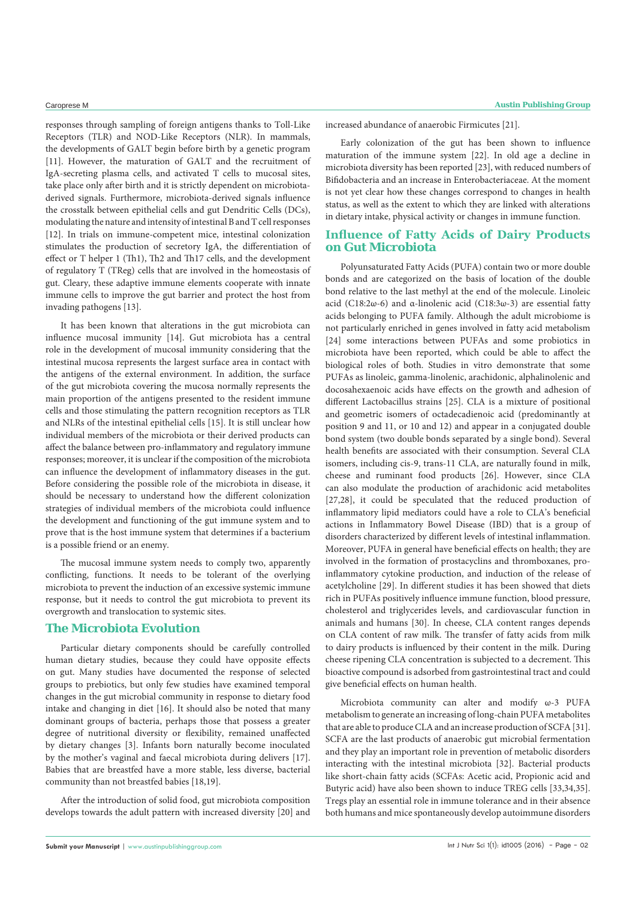responses through sampling of foreign antigens thanks to Toll-Like Receptors (TLR) and NOD-Like Receptors (NLR). In mammals, the developments of GALT begin before birth by a genetic program [11]. However, the maturation of GALT and the recruitment of IgA-secreting plasma cells, and activated T cells to mucosal sites, take place only after birth and it is strictly dependent on microbiota-derived signals. Furthermore, microbiota-derived signals influence the crosstalk between epithelial cells and gut Dendritic Cells (DCs), modulating the nature and intensity of intestinal B and T cell responses [12]. In trials on immune-competent mice, intestinal colonization stimulates the production of secretory IgA, the differentiation of effect or T helper 1 (Th1), Th2 and Th17 cells, and the development of regulatory T (TReg) cells that are involved in the homeostasis of gut. Cleary, these adaptive immune elements cooperate with innate immune cells to improve the gut barrier and protect the host from invading pathogens [13].

It has been known that alterations in the gut microbiota can influence mucosal immunity [14]. Gut microbiota has a central role in the development of mucosal immunity considering that the intestinal mucosa represents the largest surface area in contact with the antigens of the external environment. In addition, the surface of the gut microbiota covering the mucosa normally represents the main proportion of the antigens presented to the resident immune cells and those stimulating the pattern recognition receptors as TLR and NLRs of the intestinal epithelial cells [15]. It is still unclear how individual members of the microbiota or their derived products can affect the balance between pro-inflammatory and regulatory immune responses; moreover, it is unclear if the composition of the microbiota can influence the development of inflammatory diseases in the gut. Before considering the possible role of the microbiota in disease, it should be necessary to understand how the different colonization strategies of individual members of the microbiota could influence the development and functioning of the gut immune system and to prove that is the host immune system that determines if a bacterium is a possible friend or an enemy.

The mucosal immune system needs to comply two, apparently conflicting, functions. It needs to be tolerant of the overlying microbiota to prevent the induction of an excessive systemic immune response, but it needs to control the gut microbiota to prevent its overgrowth and translocation to systemic sites.

## The Microbiota Evolution

Particular dietary components should be carefully controlled human dietary studies, because they could have opposite effects on gut. Many studies have documented the response of selected groups to prebiotics, but only few studies have examined temporal changes in the gut microbial community in response to dietary food intake and changing in diet [16]. It should also be noted that many dominant groups of bacteria, perhaps those that possess a greater degree of nutritional diversity or flexibility, remained unaffected by dietary changes [3]. Infants born naturally become inoculated by the mother's vaginal and faecal microbiota during delivers [17]. Babies that are breastfed have a more stable, less diverse, bacterial community than not breastfed babies [18,19].

After the introduction of solid food, gut microbiota composition develops towards the adult pattern with increased diversity [20] and increased abundance of anaerobic Firmicutes [21].

Early colonization of the gut has been shown to influence maturation of the immune system [22]. In old age a decline in microbiota diversity has been reported [23], with reduced numbers of Bifidobacteria and an increase in Enterobacteriaceae. At the moment is not yet clear how these changes correspond to changes in health status, as well as the extent to which they are linked with alterations in dietary intake, physical activity or changes in immune function.

## Influence of Fatty Acids of Dairy Products on Gut Microbiota

Polyunsaturated Fatty Acids (PUFA) contain two or more double bonds and are categorized on the basis of location of the double bond relative to the last methyl at the end of the molecule. Linoleic acid (C18:2ω-6) and α-linolenic acid (C18:3ω-3) are essential fatty acids belonging to PUFA family. Although the adult microbiome is not particularly enriched in genes involved in fatty acid metabolism [24] some interactions between PUFAs and some probiotics in microbiota have been reported, which could be able to affect the biological roles of both. Studies in vitro demonstrate that some PUFAs as linoleic, gamma-linolenic, arachidonic, alphalinolenic and docosahexaenoic acids have effects on the growth and adhesion of different Lactobacillus strains [25]. CLA is a mixture of positional and geometric isomers of octadecadienoic acid (predominantly at position 9 and 11, or 10 and 12) and appear in a conjugated double bond system (two double bonds separated by a single bond). Several health benefits are associated with their consumption. Several CLA isomers, including cis-9, trans-11 CLA, are naturally found in milk, cheese and ruminant food products [26]. However, since CLA can also modulate the production of arachidonic acid metabolites [27,28], it could be speculated that the reduced production of inflammatory lipid mediators could have a role to CLA's beneficial actions in Inflammatory Bowel Disease (IBD) that is a group of disorders characterized by different levels of intestinal inflammation. Moreover, PUFA in general have beneficial effects on health; they are involved in the formation of prostacyclins and thromboxanes, pro-inflammatory cytokine production, and induction of the release of acetylcholine [29]. In different studies it has been showed that diets rich in PUFAs positively influence immune function, blood pressure, cholesterol and triglycerides levels, and cardiovascular function in animals and humans [30]. In cheese, CLA content ranges depends on CLA content of raw milk. The transfer of fatty acids from milk to dairy products is influenced by their content in the milk. During cheese ripening CLA concentration is subjected to a decrement. This bioactive compound is adsorbed from gastrointestinal tract and could give beneficial effects on human health.

Microbiota community can alter and modify ω-3 PUFA metabolism to generate an increasing of long-chain PUFA metabolites that are able to produce CLA and an increase production of SCFA [31]. SCFA are the last products of anaerobic gut microbial fermentation and they play an important role in prevention of metabolic disorders interacting with the intestinal microbiota [32]. Bacterial products like short-chain fatty acids (SCFAs: Acetic acid, Propionic acid and Butyric acid) have also been shown to induce TREG cells [33,34,35]. Tregs play an essential role in immune tolerance and in their absence both humans and mice spontaneously develop autoimmune disorders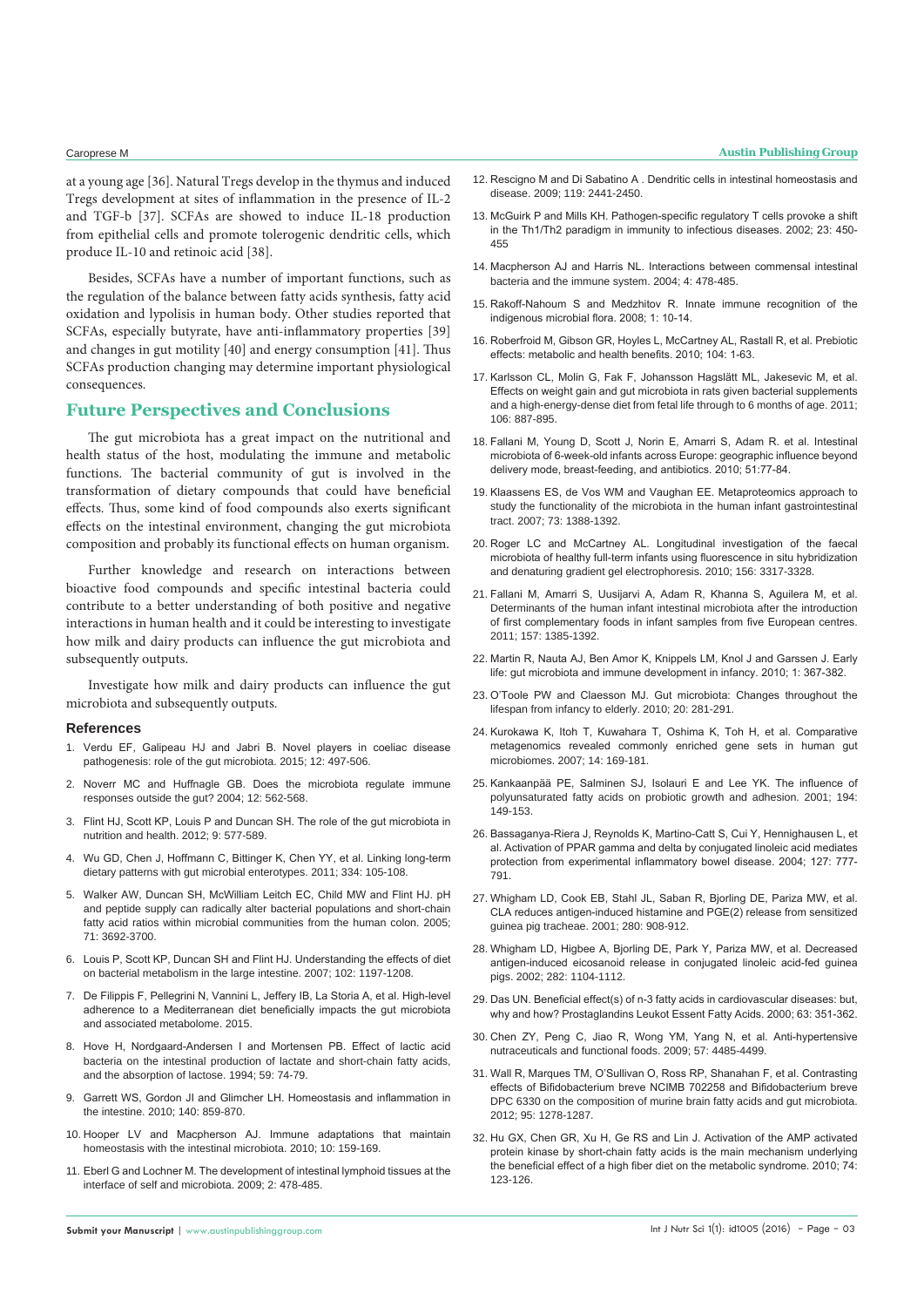at a young age [36]. Natural Tregs develop in the thymus and induced Tregs development at sites of inflammation in the presence of IL-2 and TGF-b [37]. SCFAs are showed to induce IL-18 production from epithelial cells and promote tolerogenic dendritic cells, which produce IL-10 and retinoic acid [38].

Besides, SCFAs have a number of important functions, such as the regulation of the balance between fatty acids synthesis, fatty acid oxidation and lypolisis in human body. Other studies reported that SCFAs, especially butyrate, have anti-inflammatory properties [39] and changes in gut motility [40] and energy consumption [41]. Thus SCFAs production changing may determine important physiological consequences.

## Future Perspectives and Conclusions

The gut microbiota has a great impact on the nutritional and health status of the host, modulating the immune and metabolic functions. The bacterial community of gut is involved in the transformation of dietary compounds that could have beneficial effects. Thus, some kind of food compounds also exerts significant effects on the intestinal environment, changing the gut microbiota composition and probably its functional effects on human organism.

Further knowledge and research on interactions between bioactive food compounds and specific intestinal bacteria could contribute to a better understanding of both positive and negative interactions in human health and it could be interesting to investigate how milk and dairy products can influence the gut microbiota and subsequently outputs.

Investigate how milk and dairy products can influence the gut microbiota and subsequently outputs.

### References

1. Verdu EF, Galipeau HJ and Jabri B. Novel players in coeliac disease pathogenesis: role of the gut microbiota. 2015; 12: 497-506.
2. Noverr MC and Huffnagle GB. Does the microbiota regulate immune responses outside the gut? 2004; 12: 562-568.
3. Flint HJ, Scott KP, Louis P and Duncan SH. The role of the gut microbiota in nutrition and health. 2012; 9: 577-589.
4. Wu GD, Chen J, Hoffmann C, Bittinger K, Chen YY, et al. Linking long-term dietary patterns with gut microbial enterotypes. 2011; 334: 105-108.
5. Walker AW, Duncan SH, McWilliam Leitch EC, Child MW and Flint HJ. pH and peptide supply can radically alter bacterial populations and short-chain fatty acid ratios within microbial communities from the human colon. 2005; 71: 3692-3700.
6. Louis P, Scott KP, Duncan SH and Flint HJ. Understanding the effects of diet on bacterial metabolism in the large intestine. 2007; 102: 1197-1208.
7. De Filippis F, Pellegrini N, Vannini L, Jeffery IB, La Storia A, et al. High-level adherence to a Mediterranean diet beneficially impacts the gut microbiota and associated metabolome. 2015.
8. Hove H, Nordgaard-Andersen I and Mortensen PB. Effect of lactic acid bacteria on the intestinal production of lactate and short-chain fatty acids, and the absorption of lactose. 1994; 59: 74-79.
9. Garrett WS, Gordon JI and Glimcher LH. Homeostasis and inflammation in the intestine. 2010; 140: 859-870.
10. Hooper LV and Macpherson AJ. Immune adaptations that maintain homeostasis with the intestinal microbiota. 2010; 10: 159-169.
11. Eberl G and Lochner M. The development of intestinal lymphoid tissues at the interface of self and microbiota. 2009; 2: 478-485.
12. Rescigno M and Di Sabatino A . Dendritic cells in intestinal homeostasis and disease. 2009; 119: 2441-2450.
13. McGuirk P and Mills KH. Pathogen-specific regulatory T cells provoke a shift in the Th1/Th2 paradigm in immunity to infectious diseases. 2002; 23: 450-455
14. Macpherson AJ and Harris NL. Interactions between commensal intestinal bacteria and the immune system. 2004; 4: 478-485.
15. Rakoff-Nahoum S and Medzhitov R. Innate immune recognition of the indigenous microbial flora. 2008; 1: 10-14.
16. Roberfroid M, Gibson GR, Hoyles L, McCartney AL, Rastall R, et al. Prebiotic effects: metabolic and health benefits. 2010; 104: 1-63.
17. Karlsson CL, Molin G, Fak F, Johansson Hagslätt ML, Jakesevic M, et al. Effects on weight gain and gut microbiota in rats given bacterial supplements and a high-energy-dense diet from fetal life through to 6 months of age. 2011; 106: 887-895.
18. Fallani M, Young D, Scott J, Norin E, Amarri S, Adam R. et al. Intestinal microbiota of 6-week-old infants across Europe: geographic influence beyond delivery mode, breast-feeding, and antibiotics. 2010; 51:77-84.
19. Klaassens ES, de Vos WM and Vaughan EE. Metaproteomics approach to study the functionality of the microbiota in the human infant gastrointestinal tract. 2007; 73: 1388-1392.
20. Roger LC and McCartney AL. Longitudinal investigation of the faecal microbiota of healthy full-term infants using fluorescence in situ hybridization and denaturing gradient gel electrophoresis. 2010; 156: 3317-3328.
21. Fallani M, Amarri S, Uusijarvi A, Adam R, Khanna S, Aguilera M, et al. Determinants of the human infant intestinal microbiota after the introduction of first complementary foods in infant samples from five European centres. 2011; 157: 1385-1392.
22. Martin R, Nauta AJ, Ben Amor K, Knippels LM, Knol J and Garssen J. Early life: gut microbiota and immune development in infancy. 2010; 1: 367-382.
23. O'Toole PW and Claesson MJ. Gut microbiota: Changes throughout the lifespan from infancy to elderly. 2010; 20: 281-291.
24. Kurokawa K, Itoh T, Kuwahara T, Oshima K, Toh H, et al. Comparative metagenomics revealed commonly enriched gene sets in human gut microbiomes. 2007; 14: 169-181.
25. Kankaanpää PE, Salminen SJ, Isolauri E and Lee YK. The influence of polyunsaturated fatty acids on probiotic growth and adhesion. 2001; 194: 149-153.
26. Bassaganya-Riera J, Reynolds K, Martino-Catt S, Cui Y, Hennighausen L, et al. Activation of PPAR gamma and delta by conjugated linoleic acid mediates protection from experimental inflammatory bowel disease. 2004; 127: 777-791.
27. Whigham LD, Cook EB, Stahl JL, Saban R, Bjorling DE, Pariza MW, et al. CLA reduces antigen-induced histamine and PGE(2) release from sensitized guinea pig tracheae. 2001; 280: 908-912.
28. Whigham LD, Higbee A, Bjorling DE, Park Y, Pariza MW, et al. Decreased antigen-induced eicosanoid release in conjugated linoleic acid-fed guinea pigs. 2002; 282: 1104-1112.
29. Das UN. Beneficial effect(s) of n-3 fatty acids in cardiovascular diseases: but, why and how? Prostaglandins Leukot Essent Fatty Acids. 2000; 63: 351-362.
30. Chen ZY, Peng C, Jiao R, Wong YM, Yang N, et al. Anti-hypertensive nutraceuticals and functional foods. 2009; 57: 4485-4499.
31. Wall R, Marques TM, O'Sullivan O, Ross RP, Shanahan F, et al. Contrasting effects of Bifidobacterium breve NCIMB 702258 and Bifidobacterium breve DPC 6330 on the composition of murine brain fatty acids and gut microbiota. 2012; 95: 1278-1287.
32. Hu GX, Chen GR, Xu H, Ge RS and Lin J. Activation of the AMP activated protein kinase by short-chain fatty acids is the main mechanism underlying the beneficial effect of a high fiber diet on the metabolic syndrome. 2010; 74: 123-126.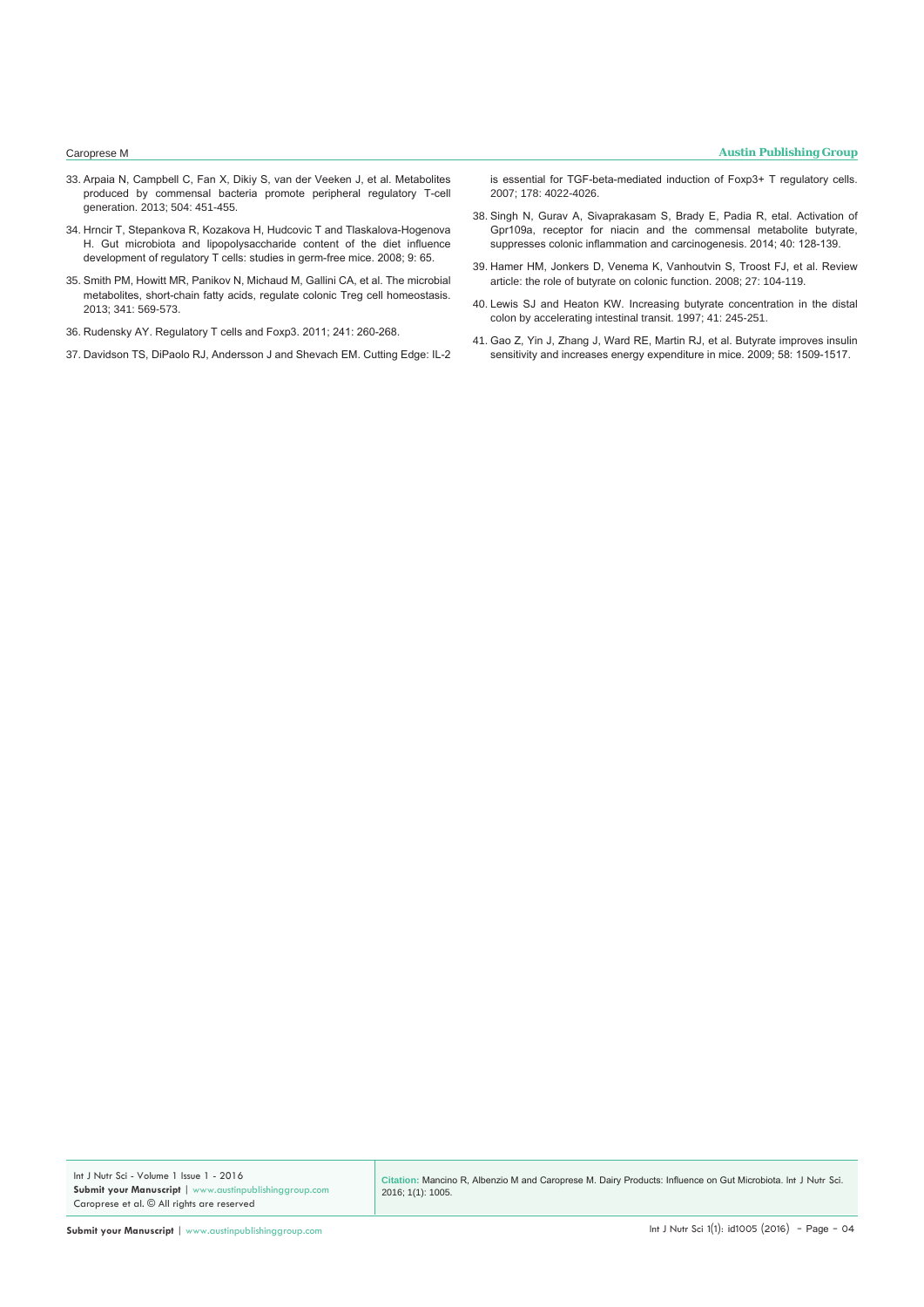33. Arpaia N, Campbell C, Fan X, Dikiy S, van der Veeken J, et al. Metabolites produced by commensal bacteria promote peripheral regulatory T-cell generation. 2013; 504: 451-455.

34. Hrncir T, Stepankova R, Kozakova H, Hudcovic T and Tlaskalova-Hogenova H. Gut microbiota and lipopolysaccharide content of the diet influence development of regulatory T cells: studies in germ-free mice. 2008; 9: 65.

35. Smith PM, Howitt MR, Panikov N, Michaud M, Gallini CA, et al. The microbial metabolites, short-chain fatty acids, regulate colonic Treg cell homeostasis. 2013; 341: 569-573.

36. Rudensky AY. Regulatory T cells and Foxp3. 2011; 241: 260-268.

37. Davidson TS, DiPaolo RJ, Andersson J and Shevach EM. Cutting Edge: IL-2 is essential for TGF-beta-mediated induction of Foxp3+ T regulatory cells. 2007; 178: 4022-4026.

38. Singh N, Gurav A, Sivaprakasam S, Brady E, Padia R, etal. Activation of Gpr109a, receptor for niacin and the commensal metabolite butyrate, suppresses colonic inflammation and carcinogenesis. 2014; 40: 128-139.

39. Hamer HM, Jonkers D, Venema K, Vanhoutvin S, Troost FJ, et al. Review article: the role of butyrate on colonic function. 2008; 27: 104-119.

40. Lewis SJ and Heaton KW. Increasing butyrate concentration in the distal colon by accelerating intestinal transit. 1997; 41: 245-251.

41. Gao Z, Yin J, Zhang J, Ward RE, Martin RJ, et al. Butyrate improves insulin sensitivity and increases energy expenditure in mice. 2009; 58: 1509-1517.

Int J Nutr Sci - Volume 1 Issue 1 - 2016
**Submit your Manuscript** | www.austinpublishinggroup.com
Caroprese et al. © All rights are reserved

**Citation:** Mancino R, Albenzio M and Caroprese M. Dairy Products: Influence on Gut Microbiota. Int J Nutr Sci. 2016; 1(1): 1005.